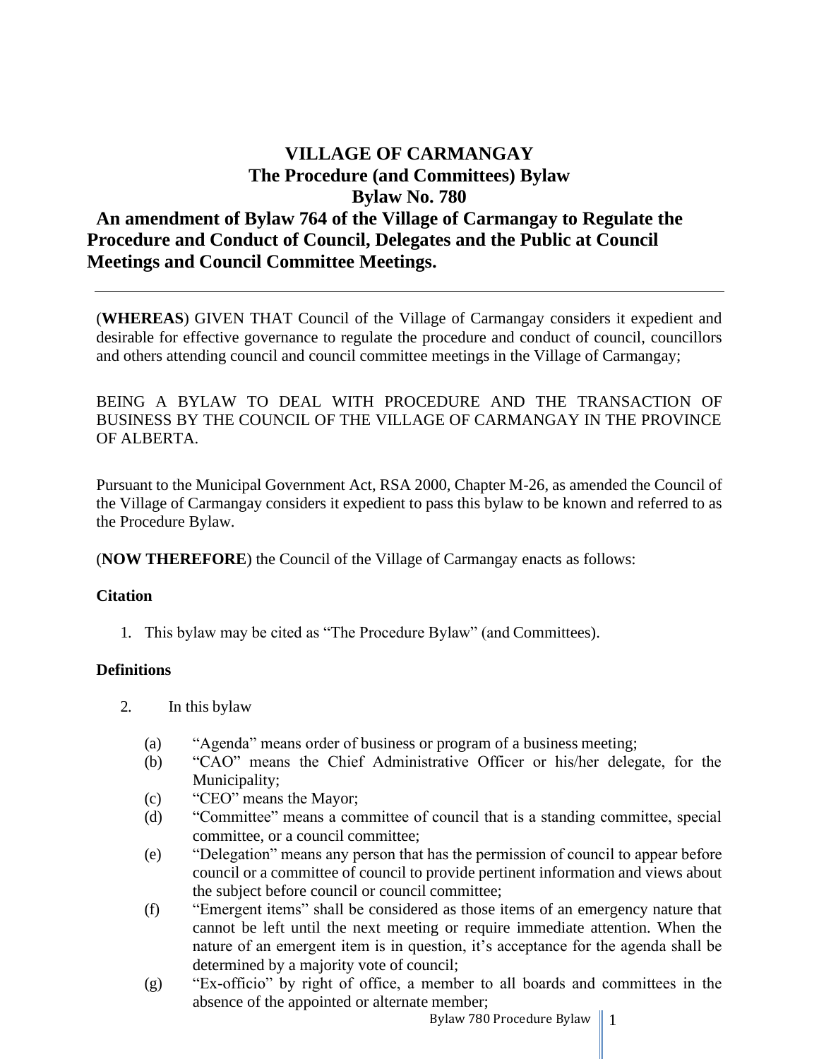# VILLAGE OF CARMANGAY

## The Procedure (and Committees) Bylaw

## Bylaw No. 780

## An amendment of Bylaw 764 of the Village of Carmangay to Regulate the Procedure and Conduct of Council, Delegates and the Public at Council Meetings and Council Committee Meetings.

---

(**WHEREAS**) GIVEN THAT Council of the Village of Carmangay considers it expedient and desirable for effective governance to regulate the procedure and conduct of council, councillors and others attending council and council committee meetings in the Village of Carmangay;

BEING A BYLAW TO DEAL WITH PROCEDURE AND THE TRANSACTION OF BUSINESS BY THE COUNCIL OF THE VILLAGE OF CARMANGAY IN THE PROVINCE OF ALBERTA.

Pursuant to the Municipal Government Act, RSA 2000, Chapter M-26, as amended the Council of the Village of Carmangay considers it expedient to pass this bylaw to be known and referred to as the Procedure Bylaw.

(**NOW THEREFORE**) the Council of the Village of Carmangay enacts as follows:

**Citation**

1. This bylaw may be cited as "The Procedure Bylaw" (and Committees).

**Definitions**

2. In this bylaw

   (a) "Agenda" means order of business or program of a business meeting;

   (b) "CAO" means the Chief Administrative Officer or his/her delegate, for the Municipality;

   (c) "CEO" means the Mayor;

   (d) "Committee" means a committee of council that is a standing committee, special committee, or a council committee;

   (e) "Delegation" means any person that has the permission of council to appear before council or a committee of council to provide pertinent information and views about the subject before council or council committee;

   (f) "Emergent items" shall be considered as those items of an emergency nature that cannot be left until the next meeting or require immediate attention. When the nature of an emergent item is in question, it's acceptance for the agenda shall be determined by a majority vote of council;

   (g) "Ex-officio" by right of office, a member to all boards and committees in the absence of the appointed or alternate member;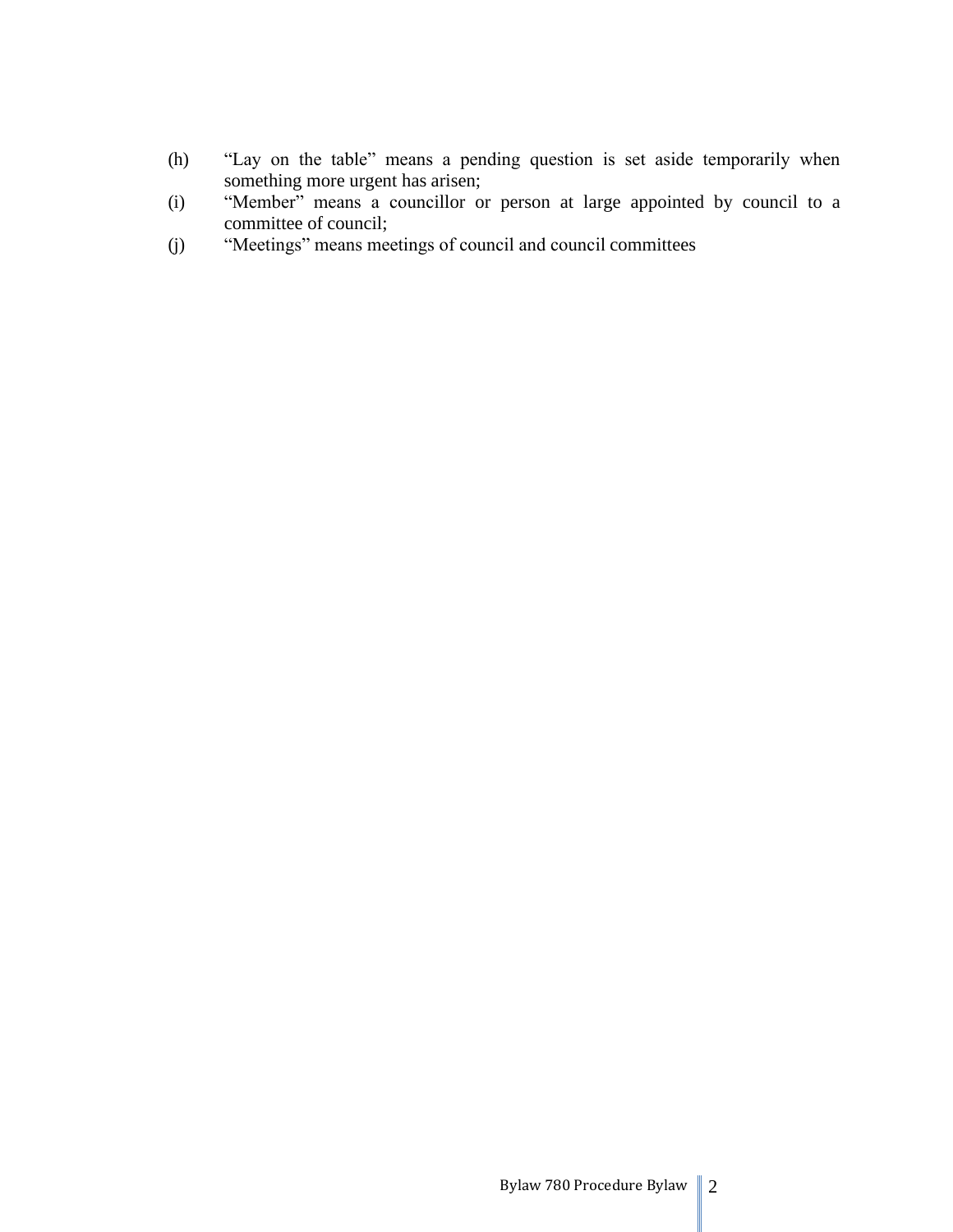(h) "Lay on the table" means a pending question is set aside temporarily when something more urgent has arisen;

(i) "Member" means a councillor or person at large appointed by council to a committee of council;

(j) "Meetings" means meetings of council and council committees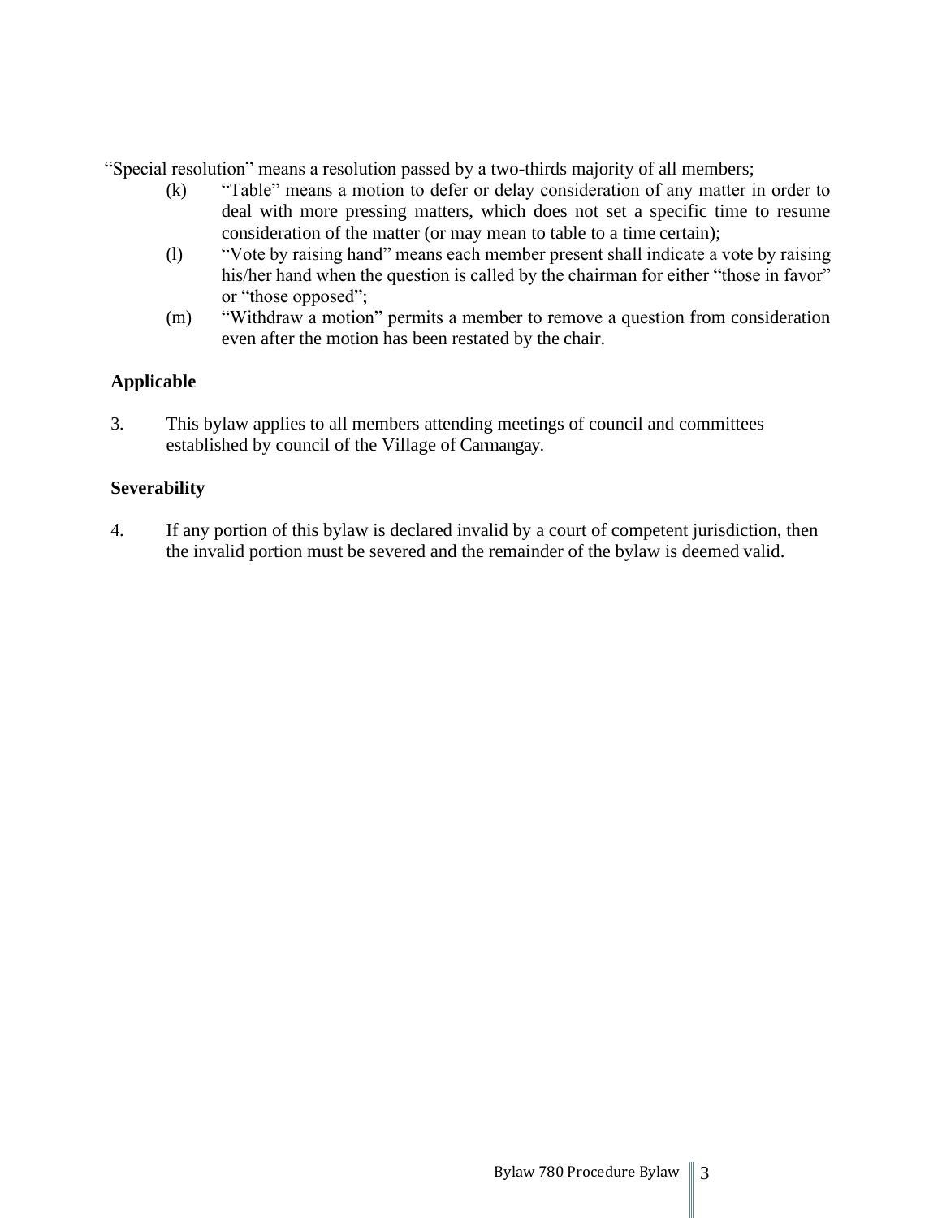"Special resolution" means a resolution passed by a two-thirds majority of all members;

(k) "Table" means a motion to defer or delay consideration of any matter in order to deal with more pressing matters, which does not set a specific time to resume consideration of the matter (or may mean to table to a time certain);

(l) "Vote by raising hand" means each member present shall indicate a vote by raising his/her hand when the question is called by the chairman for either "those in favor" or "those opposed";

(m) "Withdraw a motion" permits a member to remove a question from consideration even after the motion has been restated by the chair.

**Applicable**

3. This bylaw applies to all members attending meetings of council and committees established by council of the Village of Carmangay.

**Severability**

4. If any portion of this bylaw is declared invalid by a court of competent jurisdiction, then the invalid portion must be severed and the remainder of the bylaw is deemed valid.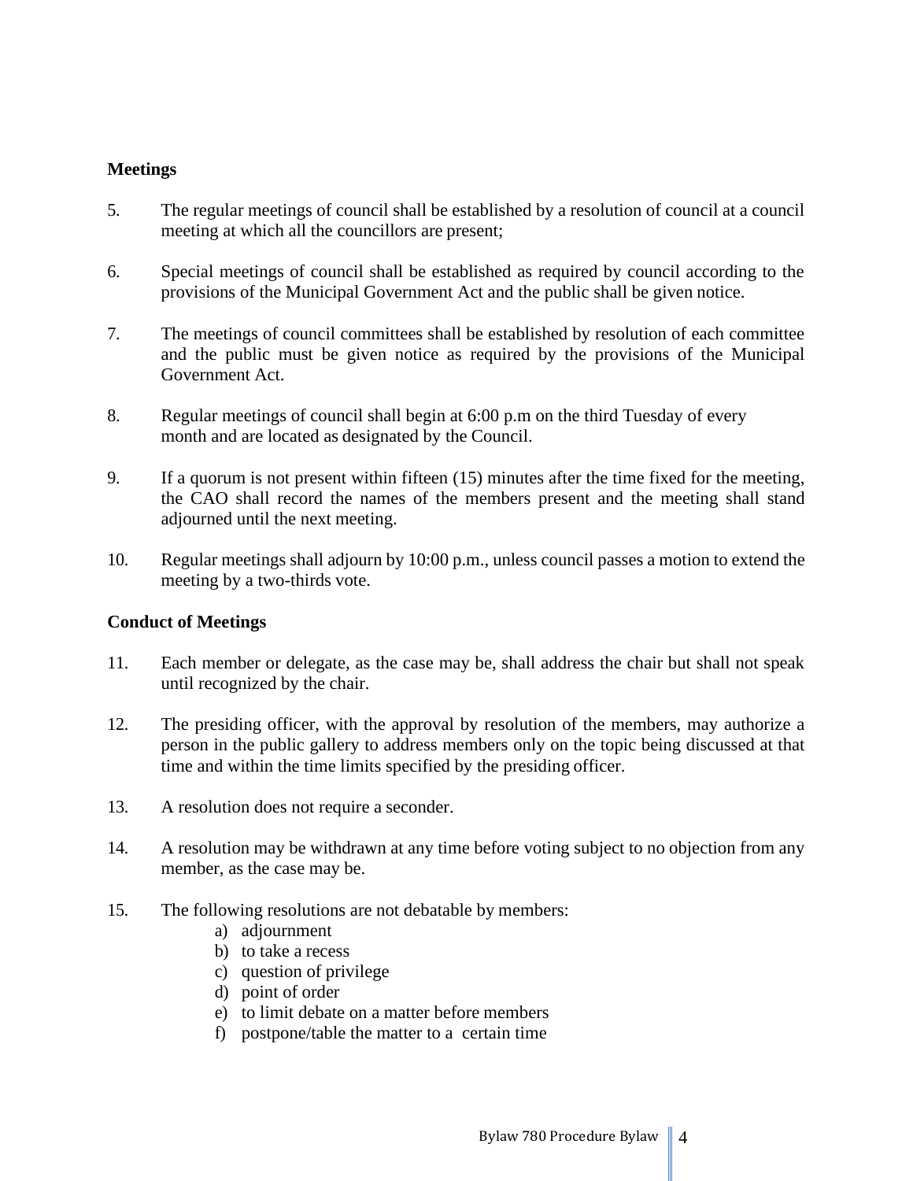**Meetings**

5. The regular meetings of council shall be established by a resolution of council at a council meeting at which all the councillors are present;

6. Special meetings of council shall be established as required by council according to the provisions of the Municipal Government Act and the public shall be given notice.

7. The meetings of council committees shall be established by resolution of each committee and the public must be given notice as required by the provisions of the Municipal Government Act.

8. Regular meetings of council shall begin at 6:00 p.m on the third Tuesday of every month and are located as designated by the Council.

9. If a quorum is not present within fifteen (15) minutes after the time fixed for the meeting, the CAO shall record the names of the members present and the meeting shall stand adjourned until the next meeting.

10. Regular meetings shall adjourn by 10:00 p.m., unless council passes a motion to extend the meeting by a two-thirds vote.

**Conduct of Meetings**

11. Each member or delegate, as the case may be, shall address the chair but shall not speak until recognized by the chair.

12. The presiding officer, with the approval by resolution of the members, may authorize a person in the public gallery to address members only on the topic being discussed at that time and within the time limits specified by the presiding officer.

13. A resolution does not require a seconder.

14. A resolution may be withdrawn at any time before voting subject to no objection from any member, as the case may be.

15. The following resolutions are not debatable by members:
    a) adjournment
    b) to take a recess
    c) question of privilege
    d) point of order
    e) to limit debate on a matter before members
    f) postpone/table the matter to a certain time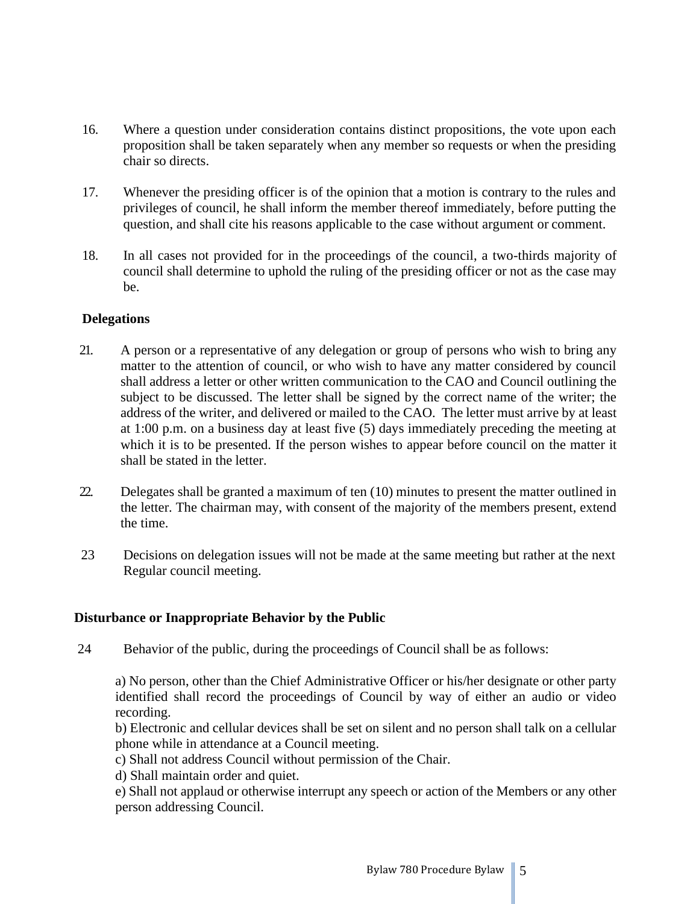16. Where a question under consideration contains distinct propositions, the vote upon each proposition shall be taken separately when any member so requests or when the presiding chair so directs.

17. Whenever the presiding officer is of the opinion that a motion is contrary to the rules and privileges of council, he shall inform the member thereof immediately, before putting the question, and shall cite his reasons applicable to the case without argument or comment.

18. In all cases not provided for in the proceedings of the council, a two-thirds majority of council shall determine to uphold the ruling of the presiding officer or not as the case may be.

**Delegations**

21. A person or a representative of any delegation or group of persons who wish to bring any matter to the attention of council, or who wish to have any matter considered by council shall address a letter or other written communication to the CAO and Council outlining the subject to be discussed. The letter shall be signed by the correct name of the writer; the address of the writer, and delivered or mailed to the CAO. The letter must arrive by at least at 1:00 p.m. on a business day at least five (5) days immediately preceding the meeting at which it is to be presented. If the person wishes to appear before council on the matter it shall be stated in the letter.

22. Delegates shall be granted a maximum of ten (10) minutes to present the matter outlined in the letter. The chairman may, with consent of the majority of the members present, extend the time.

23 Decisions on delegation issues will not be made at the same meeting but rather at the next Regular council meeting.

**Disturbance or Inappropriate Behavior by the Public**

24 Behavior of the public, during the proceedings of Council shall be as follows:

a) No person, other than the Chief Administrative Officer or his/her designate or other party identified shall record the proceedings of Council by way of either an audio or video recording.
b) Electronic and cellular devices shall be set on silent and no person shall talk on a cellular phone while in attendance at a Council meeting.
c) Shall not address Council without permission of the Chair.
d) Shall maintain order and quiet.
e) Shall not applaud or otherwise interrupt any speech or action of the Members or any other person addressing Council.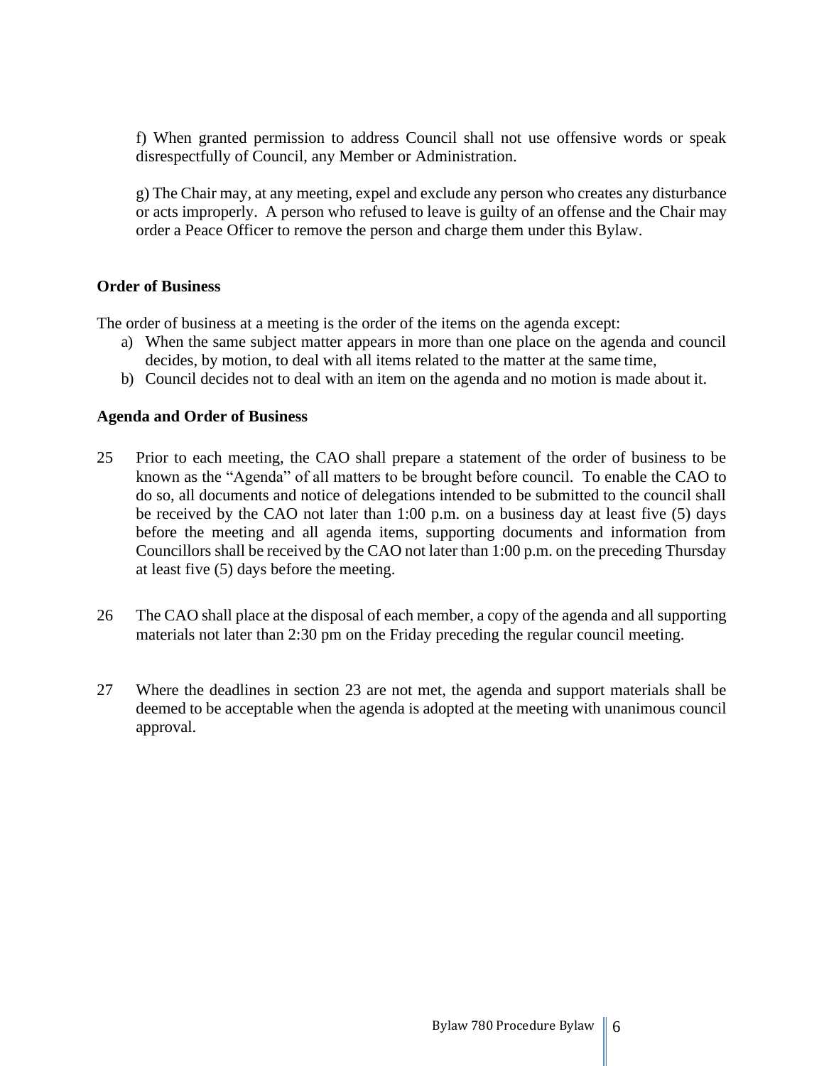f) When granted permission to address Council shall not use offensive words or speak disrespectfully of Council, any Member or Administration.

g) The Chair may, at any meeting, expel and exclude any person who creates any disturbance or acts improperly. A person who refused to leave is guilty of an offense and the Chair may order a Peace Officer to remove the person and charge them under this Bylaw.

**Order of Business**

The order of business at a meeting is the order of the items on the agenda except:

a) When the same subject matter appears in more than one place on the agenda and council decides, by motion, to deal with all items related to the matter at the same time,
b) Council decides not to deal with an item on the agenda and no motion is made about it.

**Agenda and Order of Business**

25 Prior to each meeting, the CAO shall prepare a statement of the order of business to be known as the "Agenda" of all matters to be brought before council. To enable the CAO to do so, all documents and notice of delegations intended to be submitted to the council shall be received by the CAO not later than 1:00 p.m. on a business day at least five (5) days before the meeting and all agenda items, supporting documents and information from Councillors shall be received by the CAO not later than 1:00 p.m. on the preceding Thursday at least five (5) days before the meeting.

26 The CAO shall place at the disposal of each member, a copy of the agenda and all supporting materials not later than 2:30 pm on the Friday preceding the regular council meeting.

27 Where the deadlines in section 23 are not met, the agenda and support materials shall be deemed to be acceptable when the agenda is adopted at the meeting with unanimous council approval.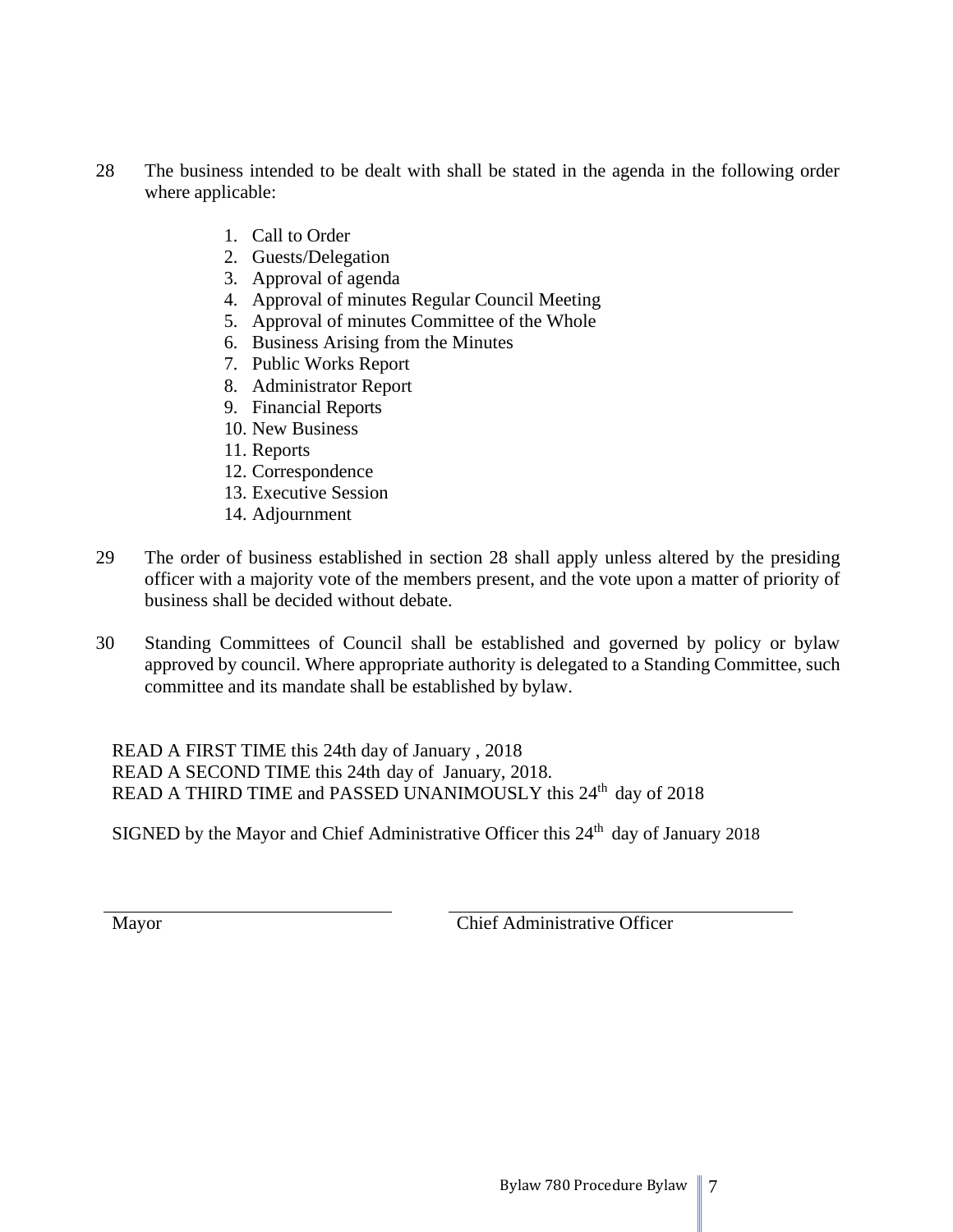28 The business intended to be dealt with shall be stated in the agenda in the following order where applicable:

1. Call to Order
2. Guests/Delegation
3. Approval of agenda
4. Approval of minutes Regular Council Meeting
5. Approval of minutes Committee of the Whole
6. Business Arising from the Minutes
7. Public Works Report
8. Administrator Report
9. Financial Reports
10. New Business
11. Reports
12. Correspondence
13. Executive Session
14. Adjournment

29 The order of business established in section 28 shall apply unless altered by the presiding officer with a majority vote of the members present, and the vote upon a matter of priority of business shall be decided without debate.

30 Standing Committees of Council shall be established and governed by policy or bylaw approved by council. Where appropriate authority is delegated to a Standing Committee, such committee and its mandate shall be established by bylaw.

READ A FIRST TIME this 24th day of January , 2018
READ A SECOND TIME this 24th day of January, 2018.
READ A THIRD TIME and PASSED UNANIMOUSLY this 24th day of 2018

SIGNED by the Mayor and Chief Administrative Officer this 24th day of January 2018

Mayor

Chief Administrative Officer